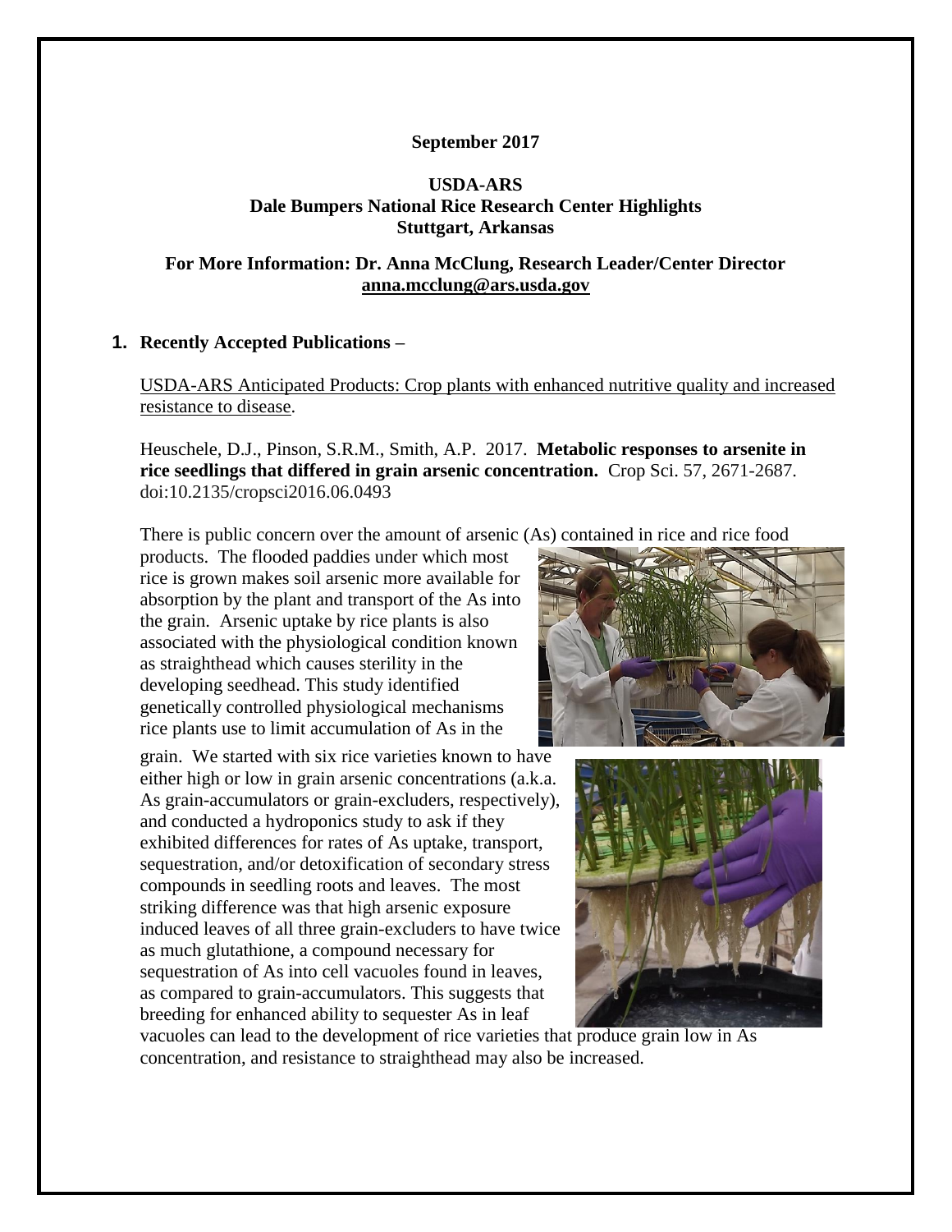**September 2017**

**USDA-ARS**
**Dale Bumpers National Rice Research Center Highlights**
**Stuttgart, Arkansas**

**For More Information: Dr. Anna McClung, Research Leader/Center Director**
**anna.mcclung@ars.usda.gov**

## 1. Recently Accepted Publications –

USDA-ARS Anticipated Products: Crop plants with enhanced nutritive quality and increased resistance to disease.

Heuschele, D.J., Pinson, S.R.M., Smith, A.P. 2017. **Metabolic responses to arsenite in rice seedlings that differed in grain arsenic concentration.** Crop Sci. 57, 2671-2687. doi:10.2135/cropsci2016.06.0493

There is public concern over the amount of arsenic (As) contained in rice and rice food products. The flooded paddies under which most rice is grown makes soil arsenic more available for absorption by the plant and transport of the As into the grain. Arsenic uptake by rice plants is also associated with the physiological condition known as straighthead which causes sterility in the developing seedhead. This study identified genetically controlled physiological mechanisms rice plants use to limit accumulation of As in the grain. We started with six rice varieties known to have either high or low in grain arsenic concentrations (a.k.a. As grain-accumulators or grain-excluders, respectively), and conducted a hydroponics study to ask if they exhibited differences for rates of As uptake, transport, sequestration, and/or detoxification of secondary stress compounds in seedling roots and leaves. The most striking difference was that high arsenic exposure induced leaves of all three grain-excluders to have twice as much glutathione, a compound necessary for sequestration of As into cell vacuoles found in leaves, as compared to grain-accumulators. This suggests that breeding for enhanced ability to sequester As in leaf vacuoles can lead to the development of rice varieties that produce grain low in As concentration, and resistance to straighthead may also be increased.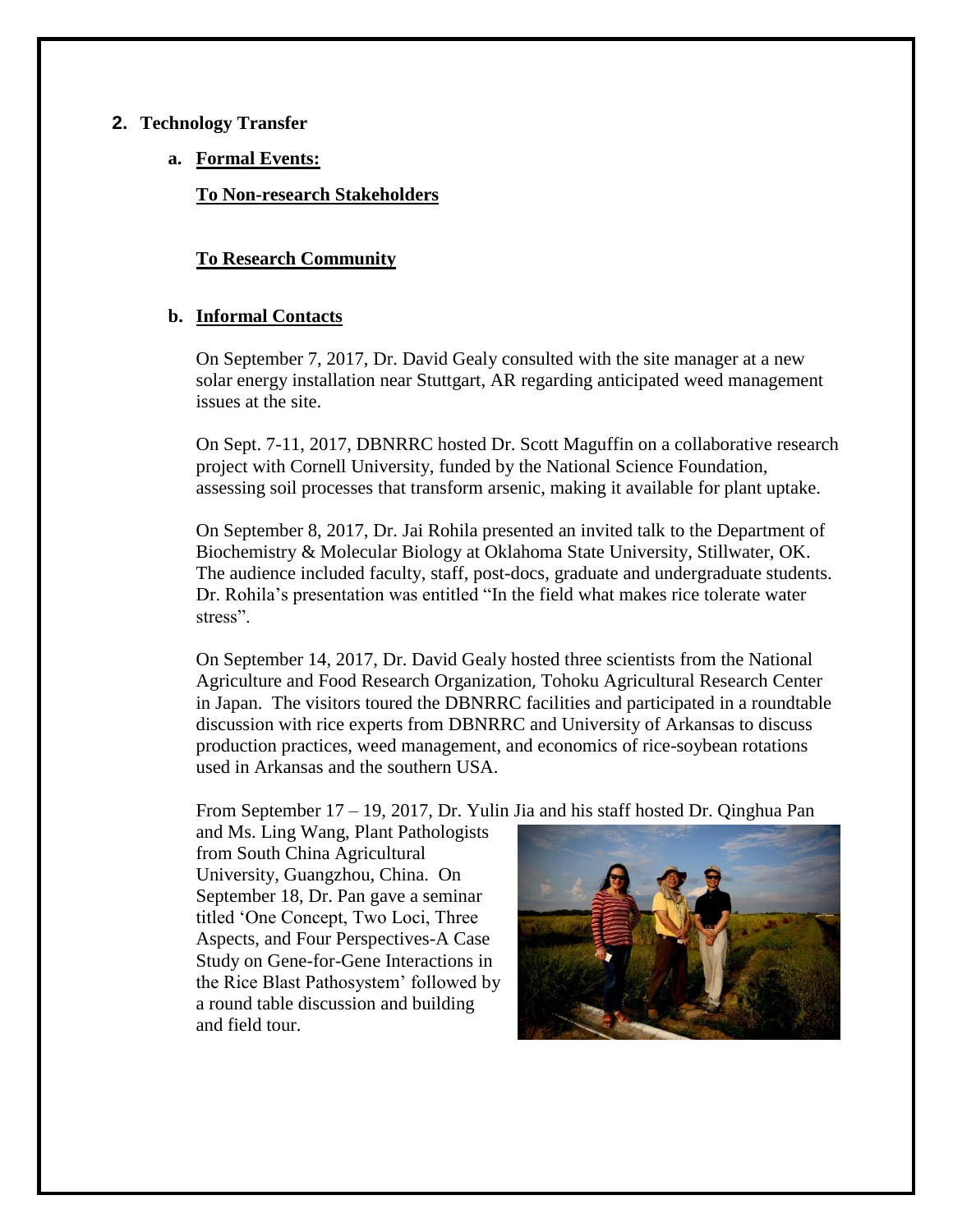## 2. Technology Transfer

### a. Formal Events:

**To Non-research Stakeholders**

**To Research Community**

### b. Informal Contacts

On September 7, 2017, Dr. David Gealy consulted with the site manager at a new solar energy installation near Stuttgart, AR regarding anticipated weed management issues at the site.

On Sept. 7-11, 2017, DBNRRC hosted Dr. Scott Maguffin on a collaborative research project with Cornell University, funded by the National Science Foundation, assessing soil processes that transform arsenic, making it available for plant uptake.

On September 8, 2017, Dr. Jai Rohila presented an invited talk to the Department of Biochemistry & Molecular Biology at Oklahoma State University, Stillwater, OK. The audience included faculty, staff, post-docs, graduate and undergraduate students. Dr. Rohila's presentation was entitled "In the field what makes rice tolerate water stress".

On September 14, 2017, Dr. David Gealy hosted three scientists from the National Agriculture and Food Research Organization, Tohoku Agricultural Research Center in Japan. The visitors toured the DBNRRC facilities and participated in a roundtable discussion with rice experts from DBNRRC and University of Arkansas to discuss production practices, weed management, and economics of rice-soybean rotations used in Arkansas and the southern USA.

From September 17 – 19, 2017, Dr. Yulin Jia and his staff hosted Dr. Qinghua Pan and Ms. Ling Wang, Plant Pathologists from South China Agricultural University, Guangzhou, China. On September 18, Dr. Pan gave a seminar titled 'One Concept, Two Loci, Three Aspects, and Four Perspectives-A Case Study on Gene-for-Gene Interactions in the Rice Blast Pathosystem' followed by a round table discussion and building and field tour.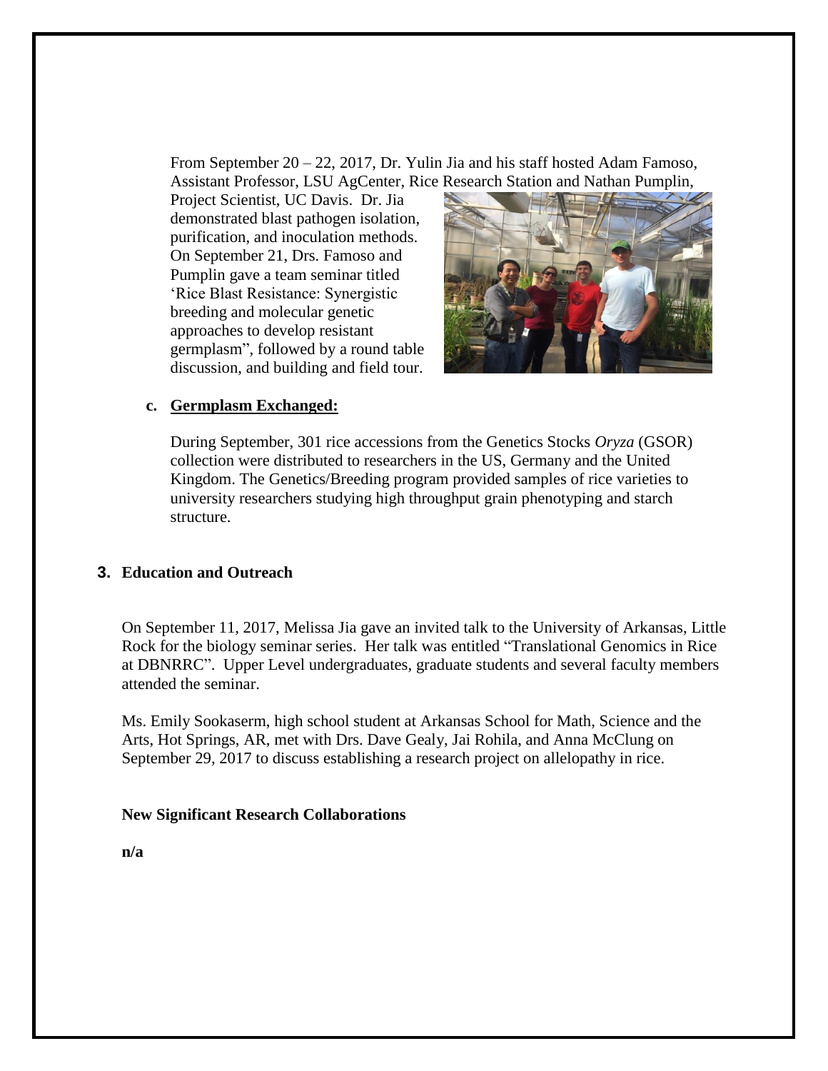From September 20 – 22, 2017, Dr. Yulin Jia and his staff hosted Adam Famoso, Assistant Professor, LSU AgCenter, Rice Research Station and Nathan Pumplin, Project Scientist, UC Davis. Dr. Jia demonstrated blast pathogen isolation, purification, and inoculation methods. On September 21, Drs. Famoso and Pumplin gave a team seminar titled 'Rice Blast Resistance: Synergistic breeding and molecular genetic approaches to develop resistant germplasm", followed by a round table discussion, and building and field tour.

**c. <u>Germplasm Exchanged:</u>**

During September, 301 rice accessions from the Genetics Stocks *Oryza* (GSOR) collection were distributed to researchers in the US, Germany and the United Kingdom. The Genetics/Breeding program provided samples of rice varieties to university researchers studying high throughput grain phenotyping and starch structure.

## 3. Education and Outreach

On September 11, 2017, Melissa Jia gave an invited talk to the University of Arkansas, Little Rock for the biology seminar series. Her talk was entitled "Translational Genomics in Rice at DBNRRC". Upper Level undergraduates, graduate students and several faculty members attended the seminar.

Ms. Emily Sookaserm, high school student at Arkansas School for Math, Science and the Arts, Hot Springs, AR, met with Drs. Dave Gealy, Jai Rohila, and Anna McClung on September 29, 2017 to discuss establishing a research project on allelopathy in rice.

**New Significant Research Collaborations**

**n/a**